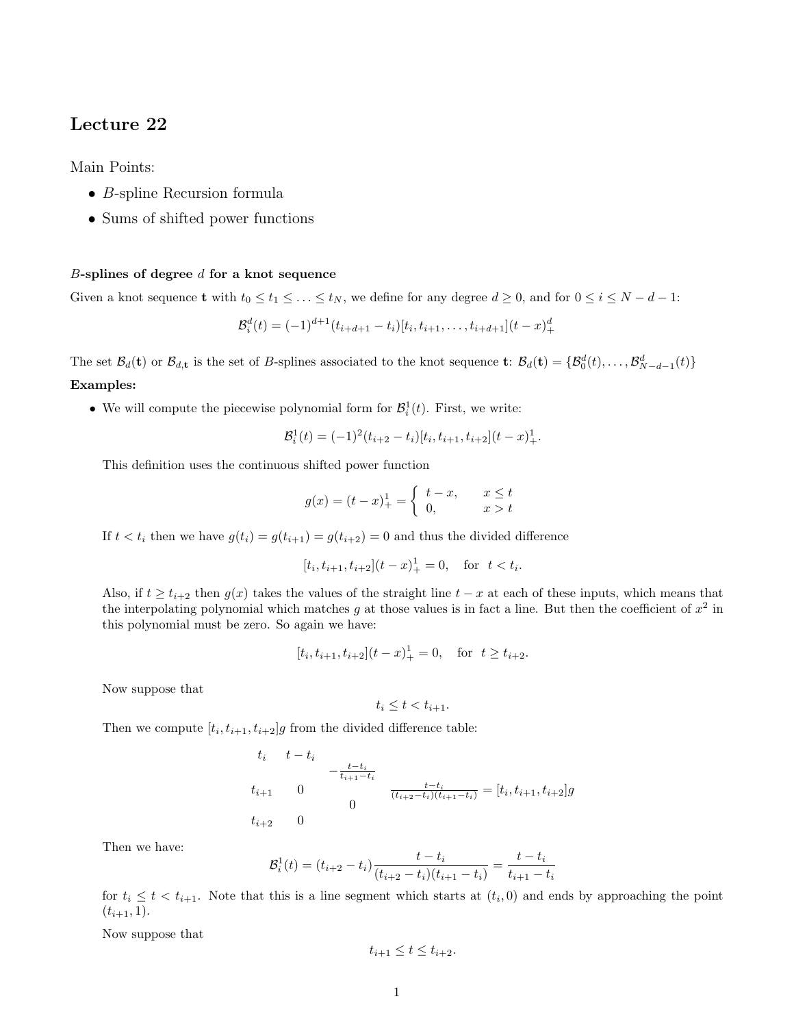# Lecture 22

Main Points:

- $B$-spline Recursion formula
- Sums of shifted power functions

**$B$-splines of degree $d$ for a knot sequence**

Given a knot sequence $\mathbf{t}$ with $t_0 \leq t_1 \leq \ldots \leq t_N$, we define for any degree $d \geq 0$, and for $0 \leq i \leq N-d-1$:

$$\mathcal{B}_i^d(t) = (-1)^{d+1}(t_{i+d+1} - t_i)[t_i, t_{i+1}, \ldots, t_{i+d+1}](t-x)_+^d$$

The set $\mathcal{B}_d(\mathbf{t})$ or $\mathcal{B}_{d,\mathbf{t}}$ is the set of $B$-splines associated to the knot sequence $\mathbf{t}$: $\mathcal{B}_d(\mathbf{t}) = \{\mathcal{B}_0^d(t), \ldots, \mathcal{B}_{N-d-1}^d(t)\}$

**Examples:**

- We will compute the piecewise polynomial form for $\mathcal{B}_i^1(t)$. First, we write:

$$\mathcal{B}_i^1(t) = (-1)^2(t_{i+2} - t_i)[t_i, t_{i+1}, t_{i+2}](t-x)_+^1.$$

This definition uses the continuous shifted power function

$$g(x) = (t-x)_+^1 = \begin{cases} t - x, & x \leq t \\ 0, & x > t \end{cases}$$

If $t < t_i$ then we have $g(t_i) = g(t_{i+1}) = g(t_{i+2}) = 0$ and thus the divided difference

$$[t_i, t_{i+1}, t_{i+2}](t-x)_+^1 = 0, \quad \text{for } \ t < t_i.$$

Also, if $t \geq t_{i+2}$ then $g(x)$ takes the values of the straight line $t - x$ at each of these inputs, which means that the interpolating polynomial which matches $g$ at those values is in fact a line. But then the coefficient of $x^2$ in this polynomial must be zero. So again we have:

$$[t_i, t_{i+1}, t_{i+2}](t-x)_+^1 = 0, \quad \text{for } \ t \geq t_{i+2}.$$

Now suppose that

$$t_i \leq t < t_{i+1}.$$

Then we compute $[t_i, t_{i+1}, t_{i+2}]g$ from the divided difference table:

$$\begin{array}{cccc} t_i & t - t_i & & \\ & & -\frac{t-t_i}{t_{i+1}-t_i} & \\ t_{i+1} & 0 & & \frac{t-t_i}{(t_{i+2}-t_i)(t_{i+1}-t_i)} = [t_i, t_{i+1}, t_{i+2}]g \\ & & 0 & \\ t_{i+2} & 0 & & \end{array}$$

Then we have:

$$\mathcal{B}_i^1(t) = (t_{i+2} - t_i)\frac{t - t_i}{(t_{i+2} - t_i)(t_{i+1} - t_i)} = \frac{t - t_i}{t_{i+1} - t_i}$$

for $t_i \leq t < t_{i+1}$. Note that this is a line segment which starts at $(t_i, 0)$ and ends by approaching the point $(t_{i+1}, 1)$.

Now suppose that

$$t_{i+1} \leq t \leq t_{i+2}.$$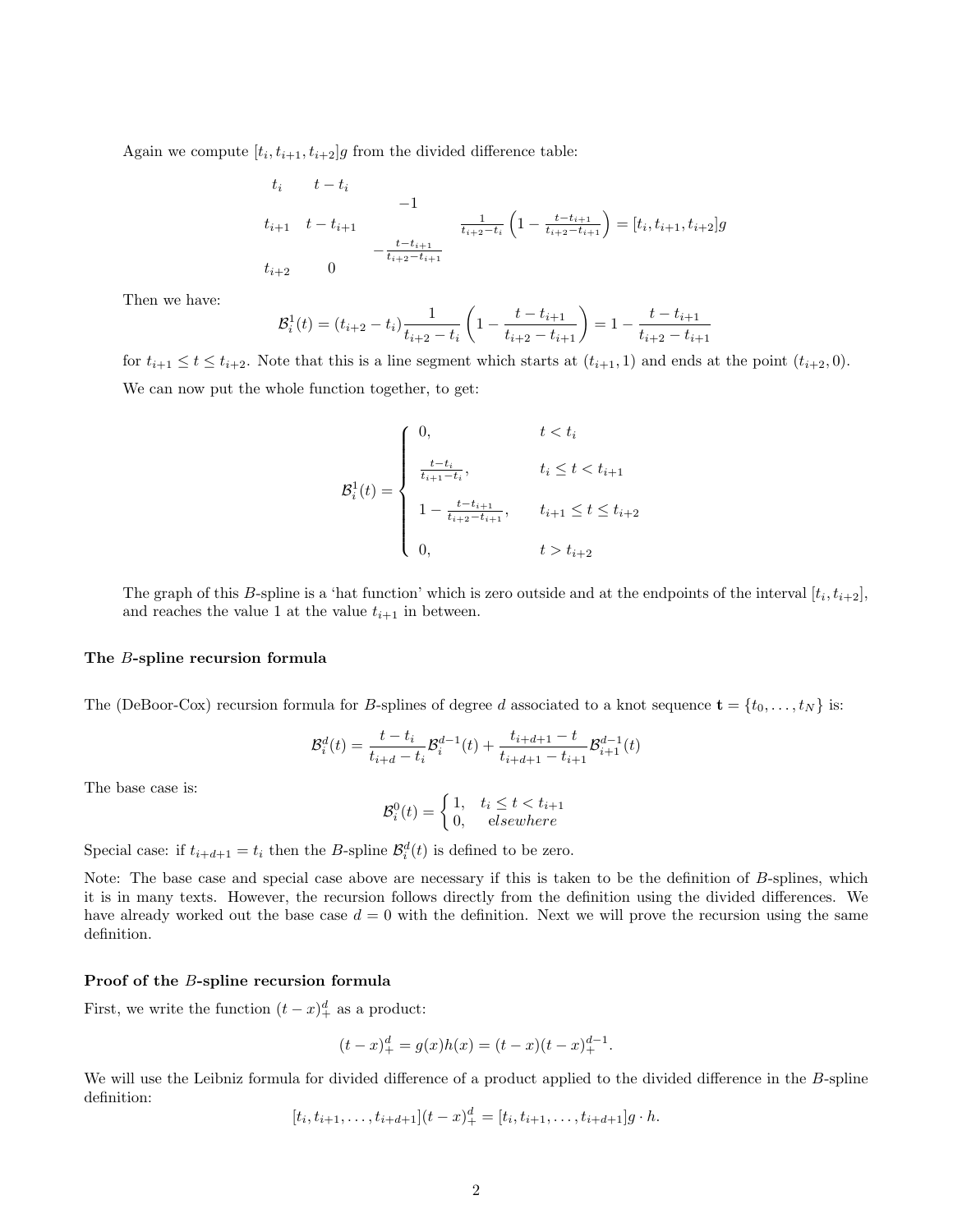Again we compute $[t_i, t_{i+1}, t_{i+2}]g$ from the divided difference table:

$$
\begin{array}{cccc}
t_i & t - t_i & & \\
 & & -1 & \\
t_{i+1} & t - t_{i+1} & & \frac{1}{t_{i+2}-t_i}\left(1 - \frac{t-t_{i+1}}{t_{i+2}-t_{i+1}}\right) = [t_i, t_{i+1}, t_{i+2}]g \\
 & & -\frac{t-t_{i+1}}{t_{i+2}-t_{i+1}} & \\
t_{i+2} & 0 & &
\end{array}
$$

Then we have:

$$
\mathcal{B}_i^1(t) = (t_{i+2} - t_i)\frac{1}{t_{i+2} - t_i}\left(1 - \frac{t - t_{i+1}}{t_{i+2} - t_{i+1}}\right) = 1 - \frac{t - t_{i+1}}{t_{i+2} - t_{i+1}}
$$

for $t_{i+1} \le t \le t_{i+2}$. Note that this is a line segment which starts at $(t_{i+1}, 1)$ and ends at the point $(t_{i+2}, 0)$.

We can now put the whole function together, to get:

$$
\mathcal{B}_i^1(t) = \begin{cases} 0, & t < t_i \\ \frac{t-t_i}{t_{i+1}-t_i}, & t_i \le t < t_{i+1} \\ 1 - \frac{t-t_{i+1}}{t_{i+2}-t_{i+1}}, & t_{i+1} \le t \le t_{i+2} \\ 0, & t > t_{i+2} \end{cases}
$$

The graph of this $B$-spline is a 'hat function' which is zero outside and at the endpoints of the interval $[t_i, t_{i+2}]$, and reaches the value 1 at the value $t_{i+1}$ in between.

### The $B$-spline recursion formula

The (DeBoor-Cox) recursion formula for $B$-splines of degree $d$ associated to a knot sequence $\mathbf{t} = \{t_0, \ldots, t_N\}$ is:

$$
\mathcal{B}_i^d(t) = \frac{t - t_i}{t_{i+d} - t_i}\mathcal{B}_i^{d-1}(t) + \frac{t_{i+d+1} - t}{t_{i+d+1} - t_{i+1}}\mathcal{B}_{i+1}^{d-1}(t)
$$

The base case is:

$$
\mathcal{B}_i^0(t) = \begin{cases} 1, & t_i \le t < t_{i+1} \\ 0, & elsewhere \end{cases}
$$

Special case: if $t_{i+d+1} = t_i$ then the $B$-spline $\mathcal{B}_i^d(t)$ is defined to be zero.

Note: The base case and special case above are necessary if this is taken to be the definition of $B$-splines, which it is in many texts. However, the recursion follows directly from the definition using the divided differences. We have already worked out the base case $d = 0$ with the definition. Next we will prove the recursion using the same definition.

### Proof of the $B$-spline recursion formula

First, we write the function $(t - x)_+^d$ as a product:

$$
(t - x)_+^d = g(x)h(x) = (t - x)(t - x)_+^{d-1}.
$$

We will use the Leibniz formula for divided difference of a product applied to the divided difference in the $B$-spline definition:

$$
[t_i, t_{i+1}, \ldots, t_{i+d+1}](t - x)_+^d = [t_i, t_{i+1}, \ldots, t_{i+d+1}]g \cdot h.
$$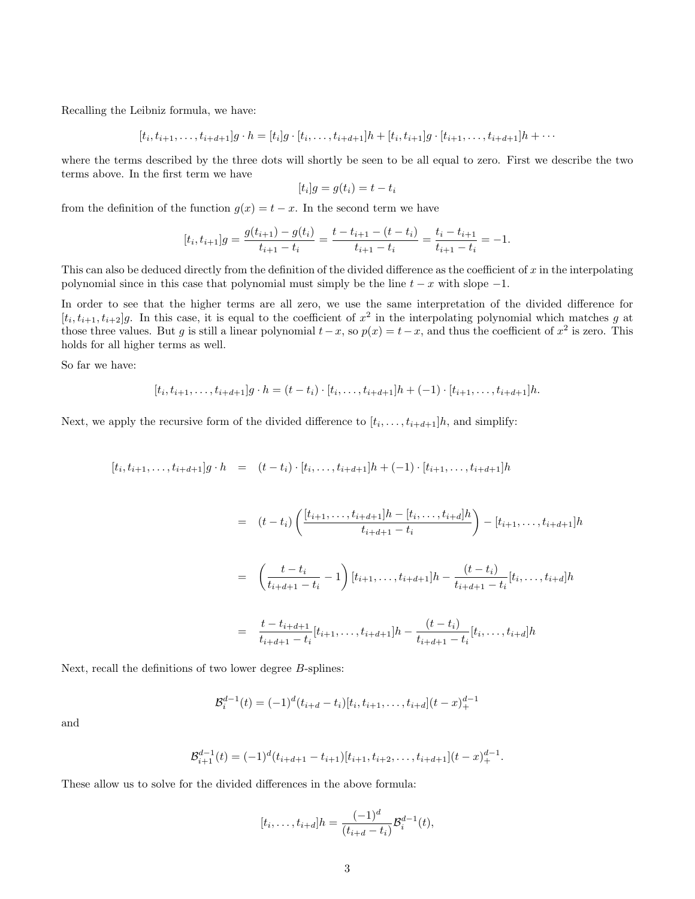Recalling the Leibniz formula, we have:

$$[t_i, t_{i+1}, \ldots, t_{i+d+1}]g \cdot h = [t_i]g \cdot [t_i, \ldots, t_{i+d+1}]h + [t_i, t_{i+1}]g \cdot [t_{i+1}, \ldots, t_{i+d+1}]h + \cdots$$

where the terms described by the three dots will shortly be seen to be all equal to zero. First we describe the two terms above. In the first term we have

$$[t_i]g = g(t_i) = t - t_i$$

from the definition of the function $g(x) = t - x$. In the second term we have

$$[t_i, t_{i+1}]g = \frac{g(t_{i+1}) - g(t_i)}{t_{i+1} - t_i} = \frac{t - t_{i+1} - (t - t_i)}{t_{i+1} - t_i} = \frac{t_i - t_{i+1}}{t_{i+1} - t_i} = -1.$$

This can also be deduced directly from the definition of the divided difference as the coefficient of $x$ in the interpolating polynomial since in this case that polynomial must simply be the line $t - x$ with slope $-1$.

In order to see that the higher terms are all zero, we use the same interpretation of the divided difference for $[t_i, t_{i+1}, t_{i+2}]g$. In this case, it is equal to the coefficient of $x^2$ in the interpolating polynomial which matches $g$ at those three values. But $g$ is still a linear polynomial $t - x$, so $p(x) = t - x$, and thus the coefficient of $x^2$ is zero. This holds for all higher terms as well.

So far we have:

$$[t_i, t_{i+1}, \ldots, t_{i+d+1}]g \cdot h = (t - t_i) \cdot [t_i, \ldots, t_{i+d+1}]h + (-1) \cdot [t_{i+1}, \ldots, t_{i+d+1}]h.$$

Next, we apply the recursive form of the divided difference to $[t_i, \ldots, t_{i+d+1}]h$, and simplify:

$$\begin{aligned}
[t_i, t_{i+1}, \ldots, t_{i+d+1}]g \cdot h &= (t - t_i) \cdot [t_i, \ldots, t_{i+d+1}]h + (-1) \cdot [t_{i+1}, \ldots, t_{i+d+1}]h \\
&= (t - t_i) \left( \frac{[t_{i+1}, \ldots, t_{i+d+1}]h - [t_i, \ldots, t_{i+d}]h}{t_{i+d+1} - t_i} \right) - [t_{i+1}, \ldots, t_{i+d+1}]h \\
&= \left( \frac{t - t_i}{t_{i+d+1} - t_i} - 1 \right) [t_{i+1}, \ldots, t_{i+d+1}]h - \frac{(t - t_i)}{t_{i+d+1} - t_i} [t_i, \ldots, t_{i+d}]h \\
&= \frac{t - t_{i+d+1}}{t_{i+d+1} - t_i} [t_{i+1}, \ldots, t_{i+d+1}]h - \frac{(t - t_i)}{t_{i+d+1} - t_i} [t_i, \ldots, t_{i+d}]h
\end{aligned}$$

Next, recall the definitions of two lower degree $B$-splines:

$$\mathcal{B}_i^{d-1}(t) = (-1)^d (t_{i+d} - t_i) [t_i, t_{i+1}, \ldots, t_{i+d}](t - x)_+^{d-1}$$

and

$$\mathcal{B}_{i+1}^{d-1}(t) = (-1)^d (t_{i+d+1} - t_{i+1}) [t_{i+1}, t_{i+2}, \ldots, t_{i+d+1}](t - x)_+^{d-1}.$$

These allow us to solve for the divided differences in the above formula:

$$[t_i, \ldots, t_{i+d}]h = \frac{(-1)^d}{(t_{i+d} - t_i)} \mathcal{B}_i^{d-1}(t),$$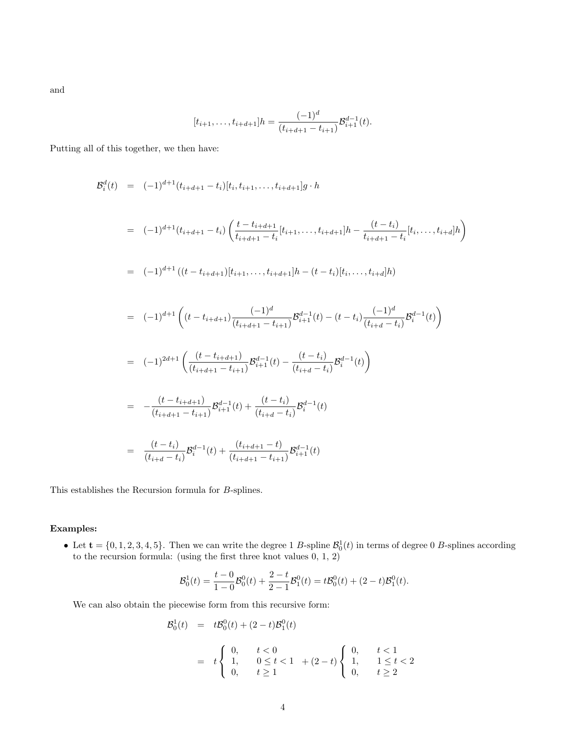and

$$[t_{i+1}, \ldots, t_{i+d+1}]h = \frac{(-1)^d}{(t_{i+d+1} - t_{i+1})} \mathcal{B}_{i+1}^{d-1}(t).$$

Putting all of this together, we then have:

$$\begin{aligned}
\mathcal{B}_i^d(t) &= (-1)^{d+1}(t_{i+d+1} - t_i)[t_i, t_{i+1}, \ldots, t_{i+d+1}]g \cdot h \\
&= (-1)^{d+1}(t_{i+d+1} - t_i)\left(\frac{t - t_{i+d+1}}{t_{i+d+1} - t_i}[t_{i+1}, \ldots, t_{i+d+1}]h - \frac{(t - t_i)}{t_{i+d+1} - t_i}[t_i, \ldots, t_{i+d}]h\right) \\
&= (-1)^{d+1}\left((t - t_{i+d+1})[t_{i+1}, \ldots, t_{i+d+1}]h - (t - t_i)[t_i, \ldots, t_{i+d}]h\right) \\
&= (-1)^{d+1}\left((t - t_{i+d+1})\frac{(-1)^d}{(t_{i+d+1} - t_{i+1})}\mathcal{B}_{i+1}^{d-1}(t) - (t - t_i)\frac{(-1)^d}{(t_{i+d} - t_i)}\mathcal{B}_i^{d-1}(t)\right) \\
&= (-1)^{2d+1}\left(\frac{(t - t_{i+d+1})}{(t_{i+d+1} - t_{i+1})}\mathcal{B}_{i+1}^{d-1}(t) - \frac{(t - t_i)}{(t_{i+d} - t_i)}\mathcal{B}_i^{d-1}(t)\right) \\
&= -\frac{(t - t_{i+d+1})}{(t_{i+d+1} - t_{i+1})}\mathcal{B}_{i+1}^{d-1}(t) + \frac{(t - t_i)}{(t_{i+d} - t_i)}\mathcal{B}_i^{d-1}(t) \\
&= \frac{(t - t_i)}{(t_{i+d} - t_i)}\mathcal{B}_i^{d-1}(t) + \frac{(t_{i+d+1} - t)}{(t_{i+d+1} - t_{i+1})}\mathcal{B}_{i+1}^{d-1}(t)
\end{aligned}$$

This establishes the Recursion formula for $B$-splines.

**Examples:**

- Let $\mathbf{t} = \{0, 1, 2, 3, 4, 5\}$. Then we can write the degree 1 $B$-spline $\mathcal{B}_0^1(t)$ in terms of degree 0 $B$-splines according to the recursion formula: (using the first three knot values 0, 1, 2)

$$\mathcal{B}_0^1(t) = \frac{t - 0}{1 - 0}\mathcal{B}_0^0(t) + \frac{2 - t}{2 - 1}\mathcal{B}_1^0(t) = t\mathcal{B}_0^0(t) + (2 - t)\mathcal{B}_1^0(t).$$

  We can also obtain the piecewise form from this recursive form:

$$\begin{aligned}
\mathcal{B}_0^1(t) &= t\mathcal{B}_0^0(t) + (2 - t)\mathcal{B}_1^0(t) \\
&= t\begin{cases} 0, & t < 0 \\ 1, & 0 \leq t < 1 \\ 0, & t \geq 1 \end{cases} + (2 - t)\begin{cases} 0, & t < 1 \\ 1, & 1 \leq t < 2 \\ 0, & t \geq 2 \end{cases}
\end{aligned}$$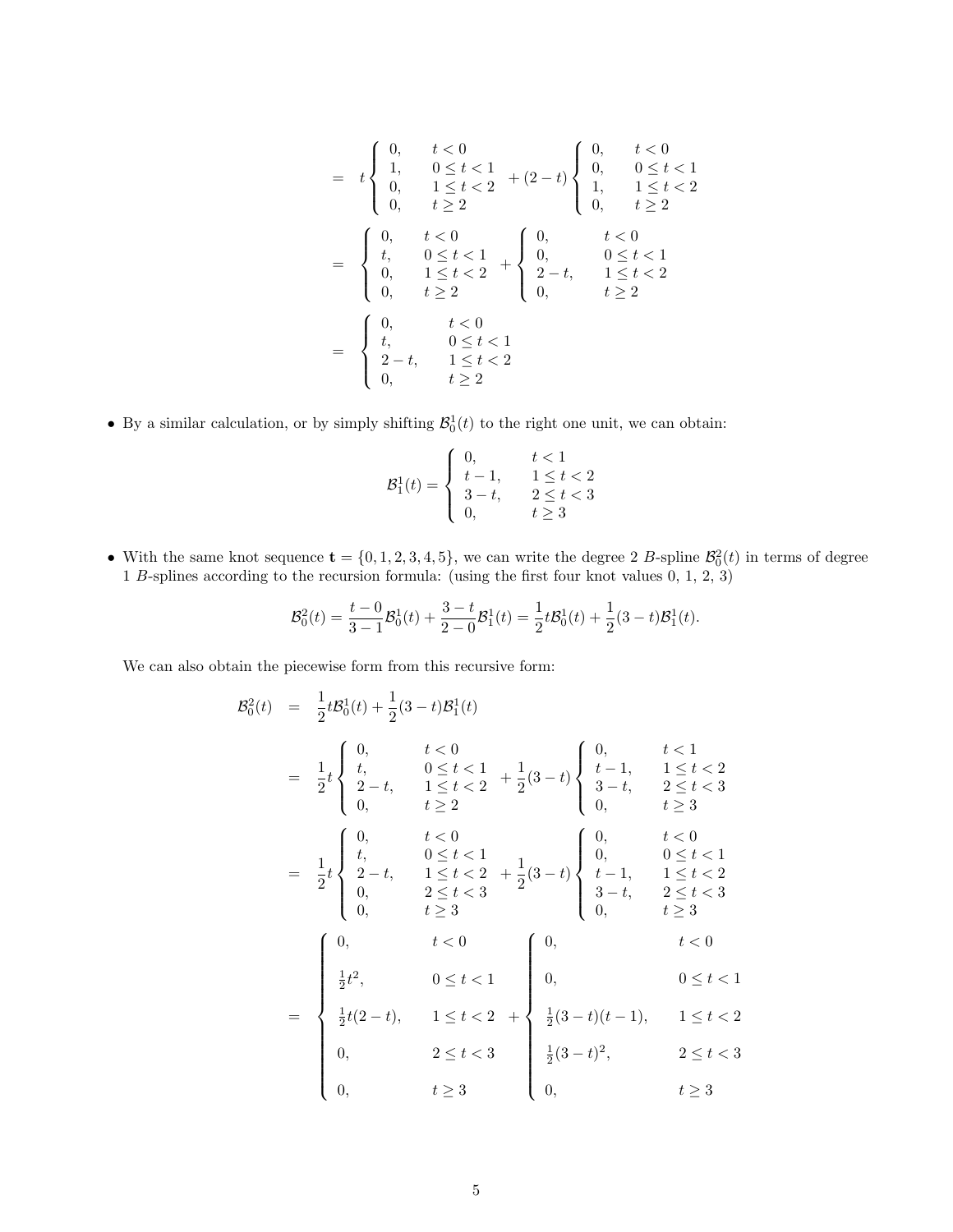$$
\begin{aligned}
&= t\begin{cases} 0, & t<0 \\ 1, & 0\le t<1 \\ 0, & 1\le t<2 \\ 0, & t\ge 2 \end{cases} + (2-t)\begin{cases} 0, & t<0 \\ 0, & 0\le t<1 \\ 1, & 1\le t<2 \\ 0, & t\ge 2 \end{cases} \\
&= \begin{cases} 0, & t<0 \\ t, & 0\le t<1 \\ 0, & 1\le t<2 \\ 0, & t\ge 2 \end{cases} + \begin{cases} 0, & t<0 \\ 0, & 0\le t<1 \\ 2-t, & 1\le t<2 \\ 0, & t\ge 2 \end{cases} \\
&= \begin{cases} 0, & t<0 \\ t, & 0\le t<1 \\ 2-t, & 1\le t<2 \\ 0, & t\ge 2 \end{cases}
\end{aligned}
$$

- By a similar calculation, or by simply shifting $\mathcal{B}_0^1(t)$ to the right one unit, we can obtain:

$$
\mathcal{B}_1^1(t) = \begin{cases} 0, & t<1 \\ t-1, & 1\le t<2 \\ 3-t, & 2\le t<3 \\ 0, & t\ge 3 \end{cases}
$$

- With the same knot sequence $\mathbf{t} = \{0, 1, 2, 3, 4, 5\}$, we can write the degree 2 $B$-spline $\mathcal{B}_0^2(t)$ in terms of degree 1 $B$-splines according to the recursion formula: (using the first four knot values 0, 1, 2, 3)

$$
\mathcal{B}_0^2(t) = \frac{t-0}{3-1}\mathcal{B}_0^1(t) + \frac{3-t}{2-0}\mathcal{B}_1^1(t) = \frac{1}{2}t\mathcal{B}_0^1(t) + \frac{1}{2}(3-t)\mathcal{B}_1^1(t).
$$

We can also obtain the piecewise form from this recursive form:

$$
\begin{aligned}
\mathcal{B}_0^2(t) &= \frac{1}{2}t\mathcal{B}_0^1(t) + \frac{1}{2}(3-t)\mathcal{B}_1^1(t) \\
&= \frac{1}{2}t\begin{cases} 0, & t<0 \\ t, & 0\le t<1 \\ 2-t, & 1\le t<2 \\ 0, & t\ge 2 \end{cases} + \frac{1}{2}(3-t)\begin{cases} 0, & t<1 \\ t-1, & 1\le t<2 \\ 3-t, & 2\le t<3 \\ 0, & t\ge 3 \end{cases} \\
&= \frac{1}{2}t\begin{cases} 0, & t<0 \\ t, & 0\le t<1 \\ 2-t, & 1\le t<2 \\ 0, & 2\le t<3 \\ 0, & t\ge 3 \end{cases} + \frac{1}{2}(3-t)\begin{cases} 0, & t<0 \\ 0, & 0\le t<1 \\ t-1, & 1\le t<2 \\ 3-t, & 2\le t<3 \\ 0, & t\ge 3 \end{cases} \\
&= \begin{cases} 0, & t<0 \\ \frac{1}{2}t^2, & 0\le t<1 \\ \frac{1}{2}t(2-t), & 1\le t<2 \\ 0, & 2\le t<3 \\ 0, & t\ge 3 \end{cases} + \begin{cases} 0, & t<0 \\ 0, & 0\le t<1 \\ \frac{1}{2}(3-t)(t-1), & 1\le t<2 \\ \frac{1}{2}(3-t)^2, & 2\le t<3 \\ 0, & t\ge 3 \end{cases}
\end{aligned}
$$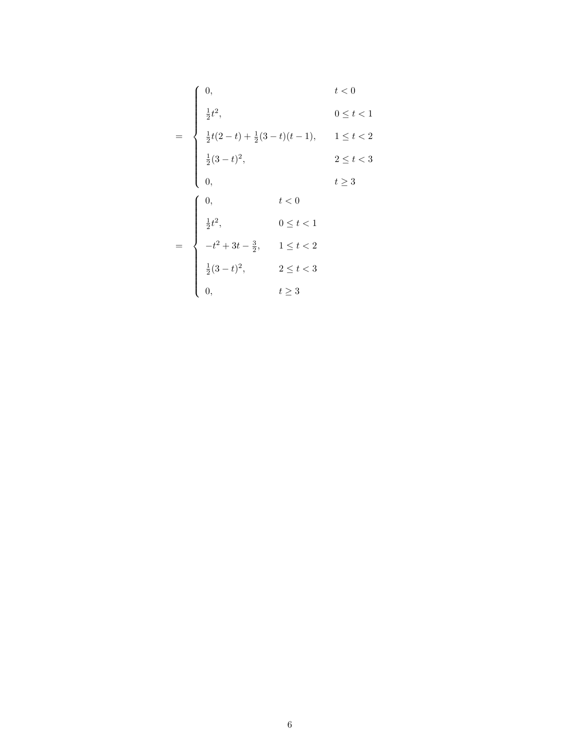$$
= \begin{cases} 0, & t < 0 \\ \frac{1}{2}t^2, & 0 \leq t < 1 \\ \frac{1}{2}t(2-t) + \frac{1}{2}(3-t)(t-1), & 1 \leq t < 2 \\ \frac{1}{2}(3-t)^2, & 2 \leq t < 3 \\ 0, & t \geq 3 \end{cases}
$$

$$
= \begin{cases} 0, & t < 0 \\ \frac{1}{2}t^2, & 0 \leq t < 1 \\ -t^2 + 3t - \frac{3}{2}, & 1 \leq t < 2 \\ \frac{1}{2}(3-t)^2, & 2 \leq t < 3 \\ 0, & t \geq 3 \end{cases}
$$